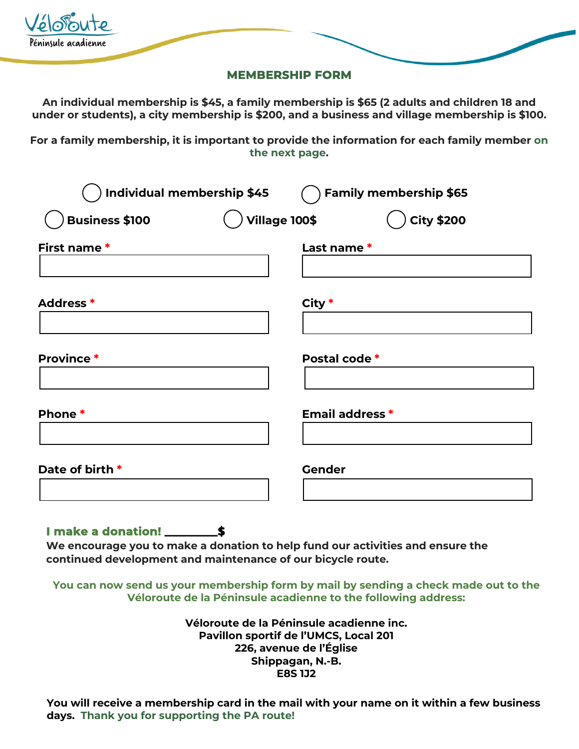Véloroute
Péninsule acadienne

## MEMBERSHIP FORM

**An individual membership is $45, a family membership is $65 (2 adults and children 18 and under or students), a city membership is $200, and a business and village membership is $100.**

**For a family membership, it is important to provide the information for each family member on the next page.**

◯ **Individual membership $45** ◯ **Family membership $65**

◯ **Business $100** ◯ **Village 100$** ◯ **City $200**

**First name** *

**Last name** *

**Address** *

**City** *

**Province** *

**Postal code** *

**Phone** *

**Email address** *

**Date of birth** *

**Gender**

**I make a donation! ________$**

**We encourage you to make a donation to help fund our activities and ensure the continued development and maintenance of our bicycle route.**

**You can now send us your membership form by mail by sending a check made out to the Véloroute de la Péninsule acadienne to the following address:**

**Véloroute de la Péninsule acadienne inc.**
**Pavillon sportif de l'UMCS, Local 201**
**226, avenue de l'Église**
**Shippagan, N.-B.**
**E8S 1J2**

**You will receive a membership card in the mail with your name on it within a few business days. Thank you for supporting the PA route!**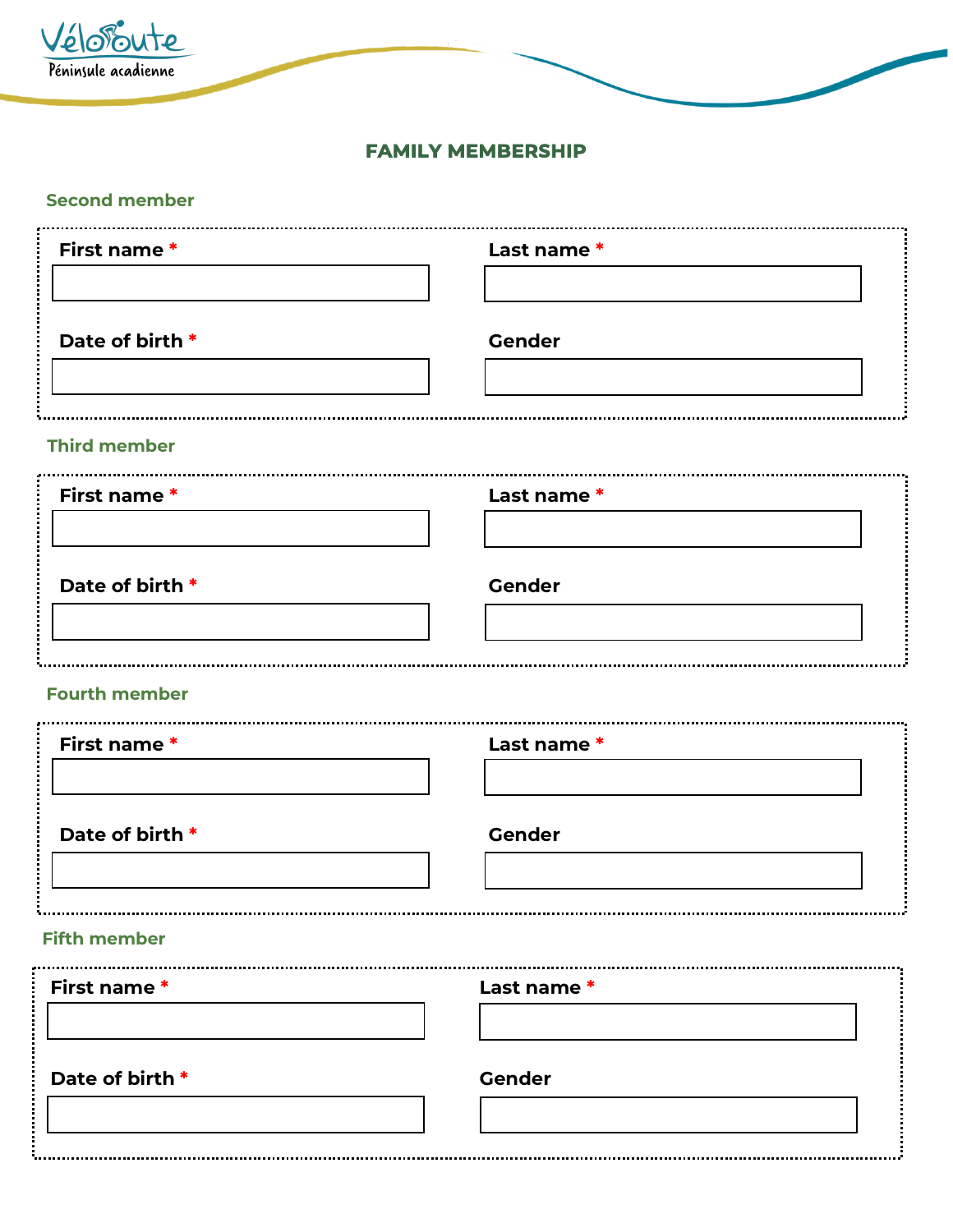Véloroute
Péninsule acadienne

## FAMILY MEMBERSHIP

### Second member

First name *

Last name *

Date of birth *

Gender

### Third member

First name *

Last name *

Date of birth *

Gender

### Fourth member

First name *

Last name *

Date of birth *

Gender

### Fifth member

First name *

Last name *

Date of birth *

Gender